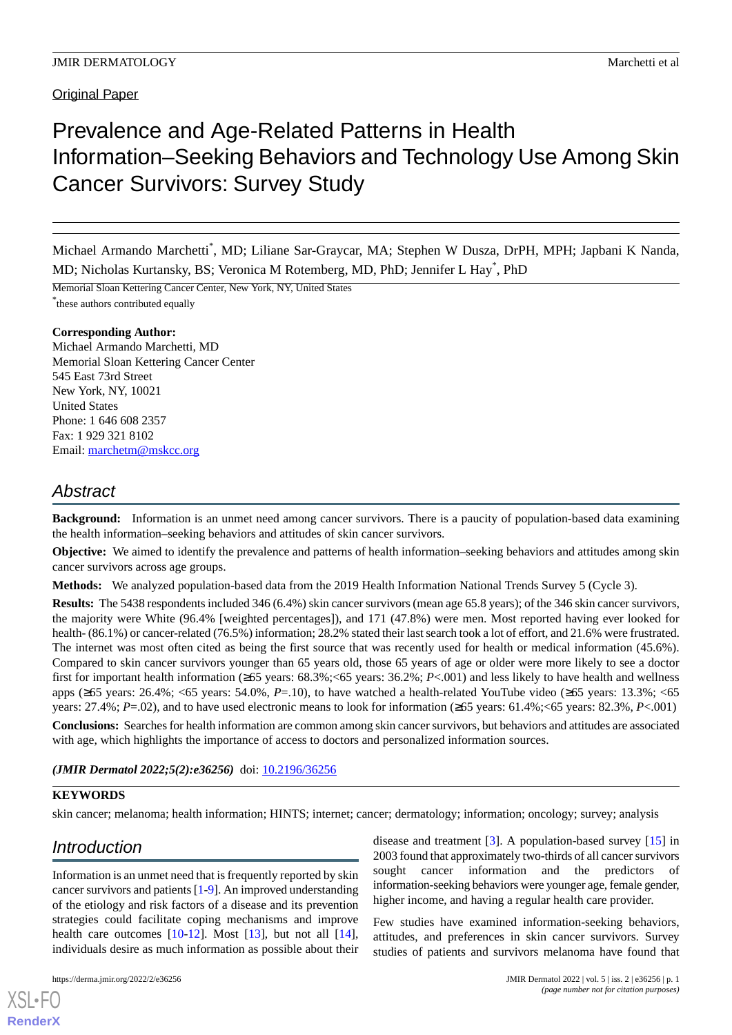Original Paper

# Prevalence and Age-Related Patterns in Health Information–Seeking Behaviors and Technology Use Among Skin Cancer Survivors: Survey Study

Michael Armando Marchetti[*], MD; Liliane Sar-Graycar, MA; Stephen W Dusza, DrPH, MPH; Japbani K Nanda, MD; Nicholas Kurtansky, BS; Veronica M Rotemberg, MD, PhD; Jennifer L Hay[*], PhD

Memorial Sloan Kettering Cancer Center, New York, NY, United States

[*]these authors contributed equally

**Corresponding Author:**
Michael Armando Marchetti, MD
Memorial Sloan Kettering Cancer Center
545 East 73rd Street
New York, NY, 10021
United States
Phone: 1 646 608 2357
Fax: 1 929 321 8102
Email: marchetm@mskcc.org

## Abstract

**Background:** Information is an unmet need among cancer survivors. There is a paucity of population-based data examining the health information–seeking behaviors and attitudes of skin cancer survivors.

**Objective:** We aimed to identify the prevalence and patterns of health information–seeking behaviors and attitudes among skin cancer survivors across age groups.

**Methods:** We analyzed population-based data from the 2019 Health Information National Trends Survey 5 (Cycle 3).

**Results:** The 5438 respondents included 346 (6.4%) skin cancer survivors (mean age 65.8 years); of the 346 skin cancer survivors, the majority were White (96.4% [weighted percentages]), and 171 (47.8%) were men. Most reported having ever looked for health- (86.1%) or cancer-related (76.5%) information; 28.2% stated their last search took a lot of effort, and 21.6% were frustrated. The internet was most often cited as being the first source that was recently used for health or medical information (45.6%). Compared to skin cancer survivors younger than 65 years old, those 65 years of age or older were more likely to see a doctor first for important health information (≥65 years: 68.3%;<65 years: 36.2%; *P*<.001) and less likely to have health and wellness apps (≥65 years: 26.4%; <65 years: 54.0%, *P*=.10), to have watched a health-related YouTube video (≥65 years: 13.3%; <65 years: 27.4%; *P*=.02), and to have used electronic means to look for information (≥65 years: 61.4%;<65 years: 82.3%, *P*<.001)

**Conclusions:** Searches for health information are common among skin cancer survivors, but behaviors and attitudes are associated with age, which highlights the importance of access to doctors and personalized information sources.

***(JMIR Dermatol 2022;5(2):e36256)*** doi: 10.2196/36256

**KEYWORDS**

skin cancer; melanoma; health information; HINTS; internet; cancer; dermatology; information; oncology; survey; analysis

## Introduction

Information is an unmet need that is frequently reported by skin cancer survivors and patients [1-9]. An improved understanding of the etiology and risk factors of a disease and its prevention strategies could facilitate coping mechanisms and improve health care outcomes [10-12]. Most [13], but not all [14], individuals desire as much information as possible about their disease and treatment [3]. A population-based survey [15] in 2003 found that approximately two-thirds of all cancer survivors sought cancer information and the predictors of information-seeking behaviors were younger age, female gender, higher income, and having a regular health care provider.

Few studies have examined information-seeking behaviors, attitudes, and preferences in skin cancer survivors. Survey studies of patients and survivors melanoma have found that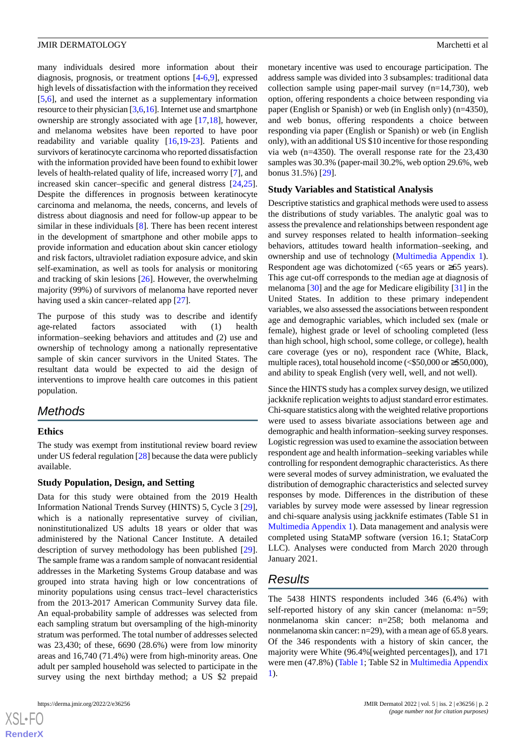many individuals desired more information about their diagnosis, prognosis, or treatment options [4-6,9], expressed high levels of dissatisfaction with the information they received [5,6], and used the internet as a supplementary information resource to their physician [3,6,16]. Internet use and smartphone ownership are strongly associated with age [17,18], however, and melanoma websites have been reported to have poor readability and variable quality [16,19-23]. Patients and survivors of keratinocyte carcinoma who reported dissatisfaction with the information provided have been found to exhibit lower levels of health-related quality of life, increased worry [7], and increased skin cancer–specific and general distress [24,25]. Despite the differences in prognosis between keratinocyte carcinoma and melanoma, the needs, concerns, and levels of distress about diagnosis and need for follow-up appear to be similar in these individuals [8]. There has been recent interest in the development of smartphone and other mobile apps to provide information and education about skin cancer etiology and risk factors, ultraviolet radiation exposure advice, and skin self-examination, as well as tools for analysis or monitoring and tracking of skin lesions [26]. However, the overwhelming majority (99%) of survivors of melanoma have reported never having used a skin cancer–related app [27].

The purpose of this study was to describe and identify age-related factors associated with (1) health information–seeking behaviors and attitudes and (2) use and ownership of technology among a nationally representative sample of skin cancer survivors in the United States. The resultant data would be expected to aid the design of interventions to improve health care outcomes in this patient population.

## Methods

### Ethics

The study was exempt from institutional review board review under US federal regulation [28] because the data were publicly available.

### Study Population, Design, and Setting

Data for this study were obtained from the 2019 Health Information National Trends Survey (HINTS) 5, Cycle 3 [29], which is a nationally representative survey of civilian, noninstitutionalized US adults 18 years or older that was administered by the National Cancer Institute. A detailed description of survey methodology has been published [29]. The sample frame was a random sample of nonvacant residential addresses in the Marketing Systems Group database and was grouped into strata having high or low concentrations of minority populations using census tract–level characteristics from the 2013-2017 American Community Survey data file. An equal-probability sample of addresses was selected from each sampling stratum but oversampling of the high-minority stratum was performed. The total number of addresses selected was 23,430; of these, 6690 (28.6%) were from low minority areas and 16,740 (71.4%) were from high-minority areas. One adult per sampled household was selected to participate in the survey using the next birthday method; a US $2 prepaid monetary incentive was used to encourage participation. The address sample was divided into 3 subsamples: traditional data collection sample using paper-mail survey (n=14,730), web option, offering respondents a choice between responding via paper (English or Spanish) or web (in English only) (n=4350), and web bonus, offering respondents a choice between responding via paper (English or Spanish) or web (in English only), with an additional US $10 incentive for those responding via web (n=4350). The overall response rate for the 23,430 samples was 30.3% (paper-mail 30.2%, web option 29.6%, web bonus 31.5%) [29].

### Study Variables and Statistical Analysis

Descriptive statistics and graphical methods were used to assess the distributions of study variables. The analytic goal was to assess the prevalence and relationships between respondent age and survey responses related to health information–seeking behaviors, attitudes toward health information–seeking, and ownership and use of technology (Multimedia Appendix 1). Respondent age was dichotomized (<65 years or ≥65 years). This age cut-off corresponds to the median age at diagnosis of melanoma [30] and the age for Medicare eligibility [31] in the United States. In addition to these primary independent variables, we also assessed the associations between respondent age and demographic variables, which included sex (male or female), highest grade or level of schooling completed (less than high school, high school, some college, or college), health care coverage (yes or no), respondent race (White, Black, multiple races), total household income (<$50,000 or ≥$50,000), and ability to speak English (very well, well, and not well).

Since the HINTS study has a complex survey design, we utilized jackknife replication weights to adjust standard error estimates. Chi-square statistics along with the weighted relative proportions were used to assess bivariate associations between age and demographic and health information–seeking survey responses. Logistic regression was used to examine the association between respondent age and health information–seeking variables while controlling for respondent demographic characteristics. As there were several modes of survey administration, we evaluated the distribution of demographic characteristics and selected survey responses by mode. Differences in the distribution of these variables by survey mode were assessed by linear regression and chi-square analysis using jackknife estimates (Table S1 in Multimedia Appendix 1). Data management and analysis were completed using StataMP software (version 16.1; StataCorp LLC). Analyses were conducted from March 2020 through January 2021.

## Results

The 5438 HINTS respondents included 346 (6.4%) with self-reported history of any skin cancer (melanoma: n=59; nonmelanoma skin cancer: n=258; both melanoma and nonmelanoma skin cancer: n=29), with a mean age of 65.8 years. Of the 346 respondents with a history of skin cancer, the majority were White (96.4%[weighted percentages]), and 171 were men (47.8%) (Table 1; Table S2 in Multimedia Appendix 1).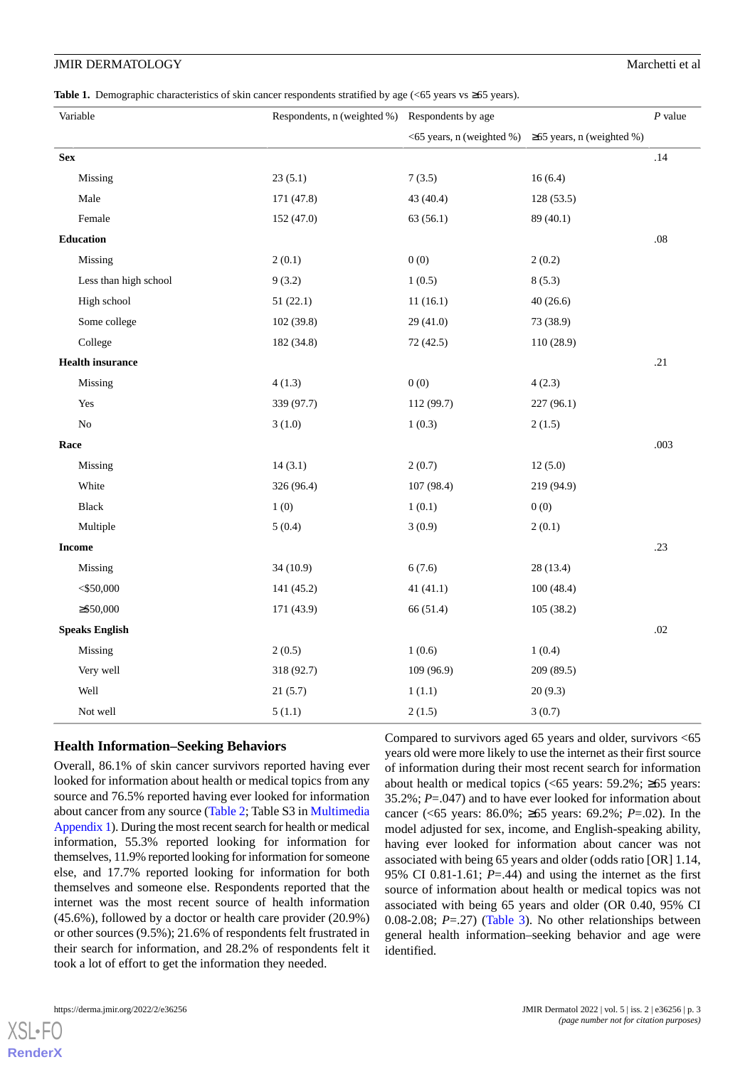**Table 1.** Demographic characteristics of skin cancer respondents stratified by age (<65 years vs ≥65 years).

| Variable | Respondents, n (weighted %) | Respondents by age | | *P* value |
|---|---|---|---|---|
| | | <65 years, n (weighted %) | ≥65 years, n (weighted %) | |
| **Sex** | | | | .14 |
| Missing | 23 (5.1) | 7 (3.5) | 16 (6.4) | |
| Male | 171 (47.8) | 43 (40.4) | 128 (53.5) | |
| Female | 152 (47.0) | 63 (56.1) | 89 (40.1) | |
| **Education** | | | | .08 |
| Missing | 2 (0.1) | 0 (0) | 2 (0.2) | |
| Less than high school | 9 (3.2) | 1 (0.5) | 8 (5.3) | |
| High school | 51 (22.1) | 11 (16.1) | 40 (26.6) | |
| Some college | 102 (39.8) | 29 (41.0) | 73 (38.9) | |
| College | 182 (34.8) | 72 (42.5) | 110 (28.9) | |
| **Health insurance** | | | | .21 |
| Missing | 4 (1.3) | 0 (0) | 4 (2.3) | |
| Yes | 339 (97.7) | 112 (99.7) | 227 (96.1) | |
| No | 3 (1.0) | 1 (0.3) | 2 (1.5) | |
| **Race** | | | | .003 |
| Missing | 14 (3.1) | 2 (0.7) | 12 (5.0) | |
| White | 326 (96.4) | 107 (98.4) | 219 (94.9) | |
| Black | 1 (0) | 1 (0.1) | 0 (0) | |
| Multiple | 5 (0.4) | 3 (0.9) | 2 (0.1) | |
| **Income** | | | | .23 |
| Missing | 34 (10.9) | 6 (7.6) | 28 (13.4) | |
| <$50,000 | 141 (45.2) | 41 (41.1) | 100 (48.4) | |
| ≥$50,000 | 171 (43.9) | 66 (51.4) | 105 (38.2) | |
| **Speaks English** | | | | .02 |
| Missing | 2 (0.5) | 1 (0.6) | 1 (0.4) | |
| Very well | 318 (92.7) | 109 (96.9) | 209 (89.5) | |
| Well | 21 (5.7) | 1 (1.1) | 20 (9.3) | |
| Not well | 5 (1.1) | 2 (1.5) | 3 (0.7) | |

## Health Information–Seeking Behaviors

Overall, 86.1% of skin cancer survivors reported having ever looked for information about health or medical topics from any source and 76.5% reported having ever looked for information about cancer from any source (Table 2; Table S3 in Multimedia Appendix 1). During the most recent search for health or medical information, 55.3% reported looking for information for themselves, 11.9% reported looking for information for someone else, and 17.7% reported looking for information for both themselves and someone else. Respondents reported that the internet was the most recent source of health information (45.6%), followed by a doctor or health care provider (20.9%) or other sources (9.5%); 21.6% of respondents felt frustrated in their search for information, and 28.2% of respondents felt it took a lot of effort to get the information they needed.

Compared to survivors aged 65 years and older, survivors <65 years old were more likely to use the internet as their first source of information during their most recent search for information about health or medical topics (<65 years: 59.2%; ≥65 years: 35.2%; *P*=.047) and to have ever looked for information about cancer (<65 years: 86.0%; ≥65 years: 69.2%; *P*=.02). In the model adjusted for sex, income, and English-speaking ability, having ever looked for information about cancer was not associated with being 65 years and older (odds ratio [OR] 1.14, 95% CI 0.81-1.61; *P*=.44) and using the internet as the first source of information about health or medical topics was not associated with being 65 years and older (OR 0.40, 95% CI 0.08-2.08; *P*=.27) (Table 3). No other relationships between general health information–seeking behavior and age were identified.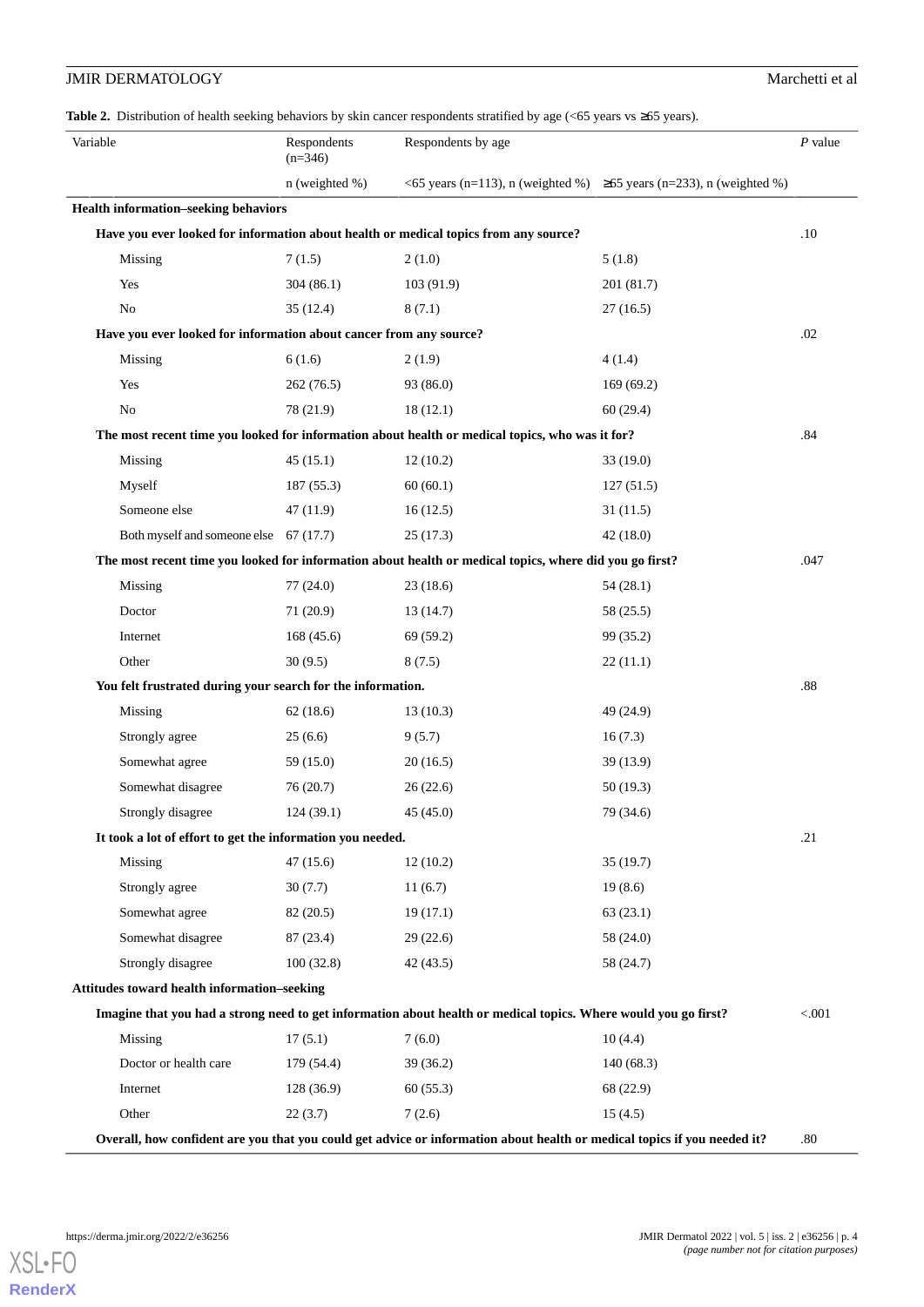**Table 2.** Distribution of health seeking behaviors by skin cancer respondents stratified by age (<65 years vs ≥65 years).

| Variable | Respondents (n=346) | Respondents by age | | *P* value |
|---|---|---|---|---|
| | n (weighted %) | <65 years (n=113), n (weighted %) | ≥65 years (n=233), n (weighted %) | |
| **Health information–seeking behaviors** | | | | |
| **Have you ever looked for information about health or medical topics from any source?** | | | | .10 |
| Missing | 7 (1.5) | 2 (1.0) | 5 (1.8) | |
| Yes | 304 (86.1) | 103 (91.9) | 201 (81.7) | |
| No | 35 (12.4) | 8 (7.1) | 27 (16.5) | |
| **Have you ever looked for information about cancer from any source?** | | | | .02 |
| Missing | 6 (1.6) | 2 (1.9) | 4 (1.4) | |
| Yes | 262 (76.5) | 93 (86.0) | 169 (69.2) | |
| No | 78 (21.9) | 18 (12.1) | 60 (29.4) | |
| **The most recent time you looked for information about health or medical topics, who was it for?** | | | | .84 |
| Missing | 45 (15.1) | 12 (10.2) | 33 (19.0) | |
| Myself | 187 (55.3) | 60 (60.1) | 127 (51.5) | |
| Someone else | 47 (11.9) | 16 (12.5) | 31 (11.5) | |
| Both myself and someone else | 67 (17.7) | 25 (17.3) | 42 (18.0) | |
| **The most recent time you looked for information about health or medical topics, where did you go first?** | | | | .047 |
| Missing | 77 (24.0) | 23 (18.6) | 54 (28.1) | |
| Doctor | 71 (20.9) | 13 (14.7) | 58 (25.5) | |
| Internet | 168 (45.6) | 69 (59.2) | 99 (35.2) | |
| Other | 30 (9.5) | 8 (7.5) | 22 (11.1) | |
| **You felt frustrated during your search for the information.** | | | | .88 |
| Missing | 62 (18.6) | 13 (10.3) | 49 (24.9) | |
| Strongly agree | 25 (6.6) | 9 (5.7) | 16 (7.3) | |
| Somewhat agree | 59 (15.0) | 20 (16.5) | 39 (13.9) | |
| Somewhat disagree | 76 (20.7) | 26 (22.6) | 50 (19.3) | |
| Strongly disagree | 124 (39.1) | 45 (45.0) | 79 (34.6) | |
| **It took a lot of effort to get the information you needed.** | | | | .21 |
| Missing | 47 (15.6) | 12 (10.2) | 35 (19.7) | |
| Strongly agree | 30 (7.7) | 11 (6.7) | 19 (8.6) | |
| Somewhat agree | 82 (20.5) | 19 (17.1) | 63 (23.1) | |
| Somewhat disagree | 87 (23.4) | 29 (22.6) | 58 (24.0) | |
| Strongly disagree | 100 (32.8) | 42 (43.5) | 58 (24.7) | |
| **Attitudes toward health information–seeking** | | | | |
| **Imagine that you had a strong need to get information about health or medical topics. Where would you go first?** | | | | <.001 |
| Missing | 17 (5.1) | 7 (6.0) | 10 (4.4) | |
| Doctor or health care | 179 (54.4) | 39 (36.2) | 140 (68.3) | |
| Internet | 128 (36.9) | 60 (55.3) | 68 (22.9) | |
| Other | 22 (3.7) | 7 (2.6) | 15 (4.5) | |
| **Overall, how confident are you that you could get advice or information about health or medical topics if you needed it?** | | | | .80 |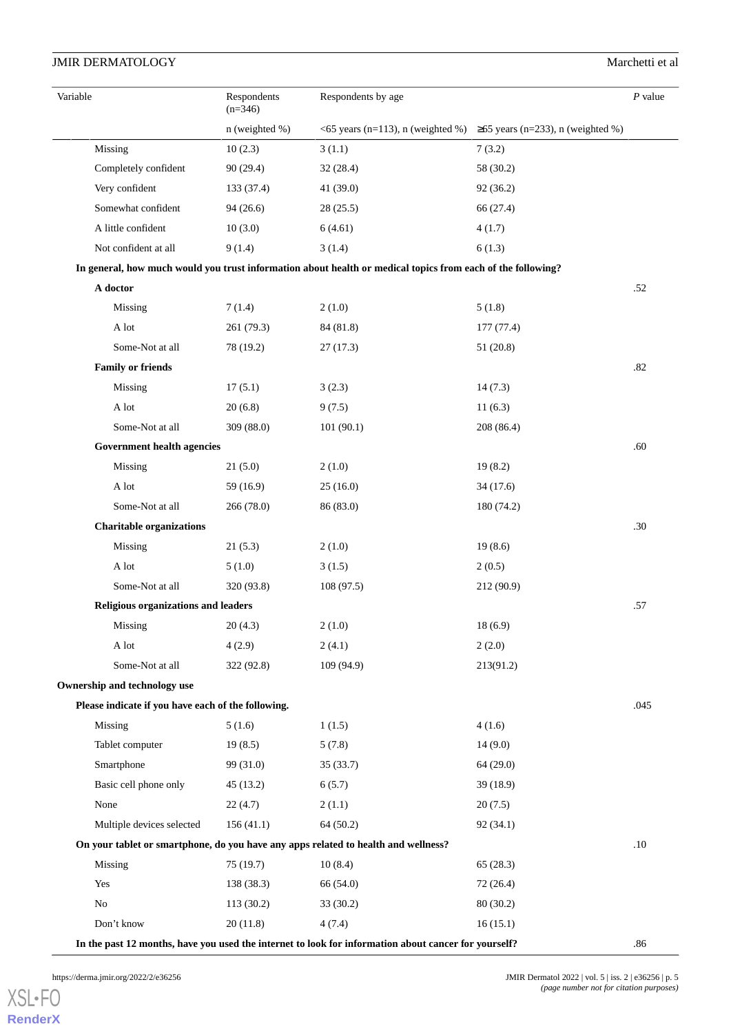| Variable | Respondents (n=346) | Respondents by age | | *P* value |
|---|---|---|---|---|
| | n (weighted %) | <65 years (n=113), n (weighted %) | ≥65 years (n=233), n (weighted %) | |
| Missing | 10 (2.3) | 3 (1.1) | 7 (3.2) | |
| Completely confident | 90 (29.4) | 32 (28.4) | 58 (30.2) | |
| Very confident | 133 (37.4) | 41 (39.0) | 92 (36.2) | |
| Somewhat confident | 94 (26.6) | 28 (25.5) | 66 (27.4) | |
| A little confident | 10 (3.0) | 6 (4.61) | 4 (1.7) | |
| Not confident at all | 9 (1.4) | 3 (1.4) | 6 (1.3) | |
| **In general, how much would you trust information about health or medical topics from each of the following?** | | | | |
| **A doctor** | | | | .52 |
| Missing | 7 (1.4) | 2 (1.0) | 5 (1.8) | |
| A lot | 261 (79.3) | 84 (81.8) | 177 (77.4) | |
| Some-Not at all | 78 (19.2) | 27 (17.3) | 51 (20.8) | |
| **Family or friends** | | | | .82 |
| Missing | 17 (5.1) | 3 (2.3) | 14 (7.3) | |
| A lot | 20 (6.8) | 9 (7.5) | 11 (6.3) | |
| Some-Not at all | 309 (88.0) | 101 (90.1) | 208 (86.4) | |
| **Government health agencies** | | | | .60 |
| Missing | 21 (5.0) | 2 (1.0) | 19 (8.2) | |
| A lot | 59 (16.9) | 25 (16.0) | 34 (17.6) | |
| Some-Not at all | 266 (78.0) | 86 (83.0) | 180 (74.2) | |
| **Charitable organizations** | | | | .30 |
| Missing | 21 (5.3) | 2 (1.0) | 19 (8.6) | |
| A lot | 5 (1.0) | 3 (1.5) | 2 (0.5) | |
| Some-Not at all | 320 (93.8) | 108 (97.5) | 212 (90.9) | |
| **Religious organizations and leaders** | | | | .57 |
| Missing | 20 (4.3) | 2 (1.0) | 18 (6.9) | |
| A lot | 4 (2.9) | 2 (4.1) | 2 (2.0) | |
| Some-Not at all | 322 (92.8) | 109 (94.9) | 213(91.2) | |
| **Ownership and technology use** | | | | |
| **Please indicate if you have each of the following.** | | | | .045 |
| Missing | 5 (1.6) | 1 (1.5) | 4 (1.6) | |
| Tablet computer | 19 (8.5) | 5 (7.8) | 14 (9.0) | |
| Smartphone | 99 (31.0) | 35 (33.7) | 64 (29.0) | |
| Basic cell phone only | 45 (13.2) | 6 (5.7) | 39 (18.9) | |
| None | 22 (4.7) | 2 (1.1) | 20 (7.5) | |
| Multiple devices selected | 156 (41.1) | 64 (50.2) | 92 (34.1) | |
| **On your tablet or smartphone, do you have any apps related to health and wellness?** | | | | .10 |
| Missing | 75 (19.7) | 10 (8.4) | 65 (28.3) | |
| Yes | 138 (38.3) | 66 (54.0) | 72 (26.4) | |
| No | 113 (30.2) | 33 (30.2) | 80 (30.2) | |
| Don't know | 20 (11.8) | 4 (7.4) | 16 (15.1) | |
| **In the past 12 months, have you used the internet to look for information about cancer for yourself?** | | | | .86 |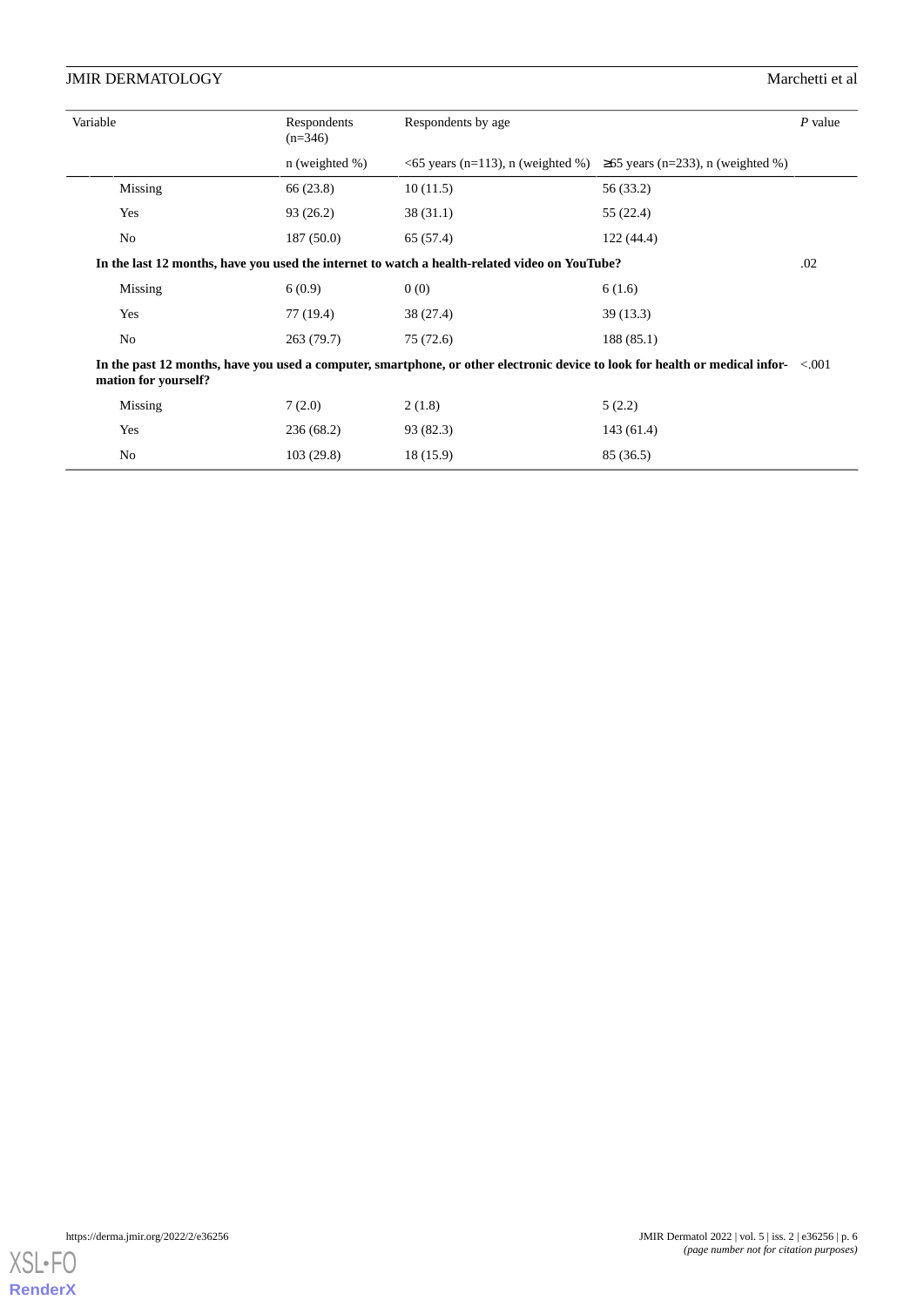| Variable | Respondents (n=346) | Respondents by age | | P value |
|---|---|---|---|---|
| | n (weighted %) | <65 years (n=113), n (weighted %) | ≥65 years (n=233), n (weighted %) | |
| Missing | 66 (23.8) | 10 (11.5) | 56 (33.2) | |
| Yes | 93 (26.2) | 38 (31.1) | 55 (22.4) | |
| No | 187 (50.0) | 65 (57.4) | 122 (44.4) | |
| **In the last 12 months, have you used the internet to watch a health-related video on YouTube?** | | | | .02 |
| Missing | 6 (0.9) | 0 (0) | 6 (1.6) | |
| Yes | 77 (19.4) | 38 (27.4) | 39 (13.3) | |
| No | 263 (79.7) | 75 (72.6) | 188 (85.1) | |
| **In the past 12 months, have you used a computer, smartphone, or other electronic device to look for health or medical information for yourself?** | | | | <.001 |
| Missing | 7 (2.0) | 2 (1.8) | 5 (2.2) | |
| Yes | 236 (68.2) | 93 (82.3) | 143 (61.4) | |
| No | 103 (29.8) | 18 (15.9) | 85 (36.5) | |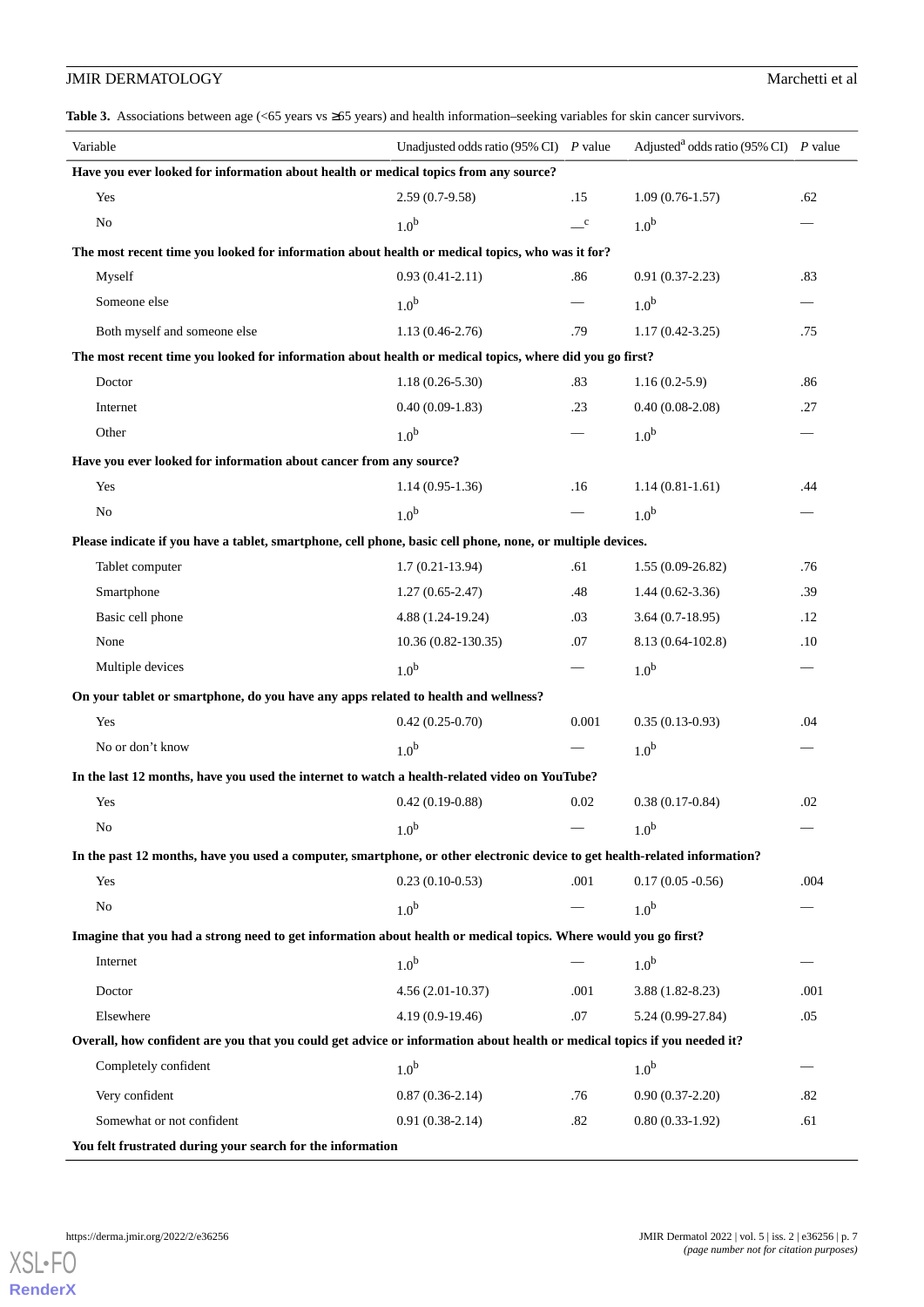**Table 3.** Associations between age (<65 years vs ≥65 years) and health information–seeking variables for skin cancer survivors.

| Variable | Unadjusted odds ratio (95% CI) | P value | Adjusted[a] odds ratio (95% CI) | P value |
| --- | --- | --- | --- | --- |
| **Have you ever looked for information about health or medical topics from any source?** | | | | |
| Yes | 2.59 (0.7-9.58) | .15 | 1.09 (0.76-1.57) | .62 |
| No | 1.0[b] | —[c] | 1.0[b] | — |
| **The most recent time you looked for information about health or medical topics, who was it for?** | | | | |
| Myself | 0.93 (0.41-2.11) | .86 | 0.91 (0.37-2.23) | .83 |
| Someone else | 1.0[b] | — | 1.0[b] | — |
| Both myself and someone else | 1.13 (0.46-2.76) | .79 | 1.17 (0.42-3.25) | .75 |
| **The most recent time you looked for information about health or medical topics, where did you go first?** | | | | |
| Doctor | 1.18 (0.26-5.30) | .83 | 1.16 (0.2-5.9) | .86 |
| Internet | 0.40 (0.09-1.83) | .23 | 0.40 (0.08-2.08) | .27 |
| Other | 1.0[b] | — | 1.0[b] | — |
| **Have you ever looked for information about cancer from any source?** | | | | |
| Yes | 1.14 (0.95-1.36) | .16 | 1.14 (0.81-1.61) | .44 |
| No | 1.0[b] | — | 1.0[b] | — |
| **Please indicate if you have a tablet, smartphone, cell phone, basic cell phone, none, or multiple devices.** | | | | |
| Tablet computer | 1.7 (0.21-13.94) | .61 | 1.55 (0.09-26.82) | .76 |
| Smartphone | 1.27 (0.65-2.47) | .48 | 1.44 (0.62-3.36) | .39 |
| Basic cell phone | 4.88 (1.24-19.24) | .03 | 3.64 (0.7-18.95) | .12 |
| None | 10.36 (0.82-130.35) | .07 | 8.13 (0.64-102.8) | .10 |
| Multiple devices | 1.0[b] | — | 1.0[b] | — |
| **On your tablet or smartphone, do you have any apps related to health and wellness?** | | | | |
| Yes | 0.42 (0.25-0.70) | 0.001 | 0.35 (0.13-0.93) | .04 |
| No or don't know | 1.0[b] | — | 1.0[b] | — |
| **In the last 12 months, have you used the internet to watch a health-related video on YouTube?** | | | | |
| Yes | 0.42 (0.19-0.88) | 0.02 | 0.38 (0.17-0.84) | .02 |
| No | 1.0[b] | — | 1.0[b] | — |
| **In the past 12 months, have you used a computer, smartphone, or other electronic device to get health-related information?** | | | | |
| Yes | 0.23 (0.10-0.53) | .001 | 0.17 (0.05 -0.56) | .004 |
| No | 1.0[b] | — | 1.0[b] | — |
| **Imagine that you had a strong need to get information about health or medical topics. Where would you go first?** | | | | |
| Internet | 1.0[b] | — | 1.0[b] | — |
| Doctor | 4.56 (2.01-10.37) | .001 | 3.88 (1.82-8.23) | .001 |
| Elsewhere | 4.19 (0.9-19.46) | .07 | 5.24 (0.99-27.84) | .05 |
| **Overall, how confident are you that you could get advice or information about health or medical topics if you needed it?** | | | | |
| Completely confident | 1.0[b] | | 1.0[b] | — |
| Very confident | 0.87 (0.36-2.14) | .76 | 0.90 (0.37-2.20) | .82 |
| Somewhat or not confident | 0.91 (0.38-2.14) | .82 | 0.80 (0.33-1.92) | .61 |
| **You felt frustrated during your search for the information** | | | | |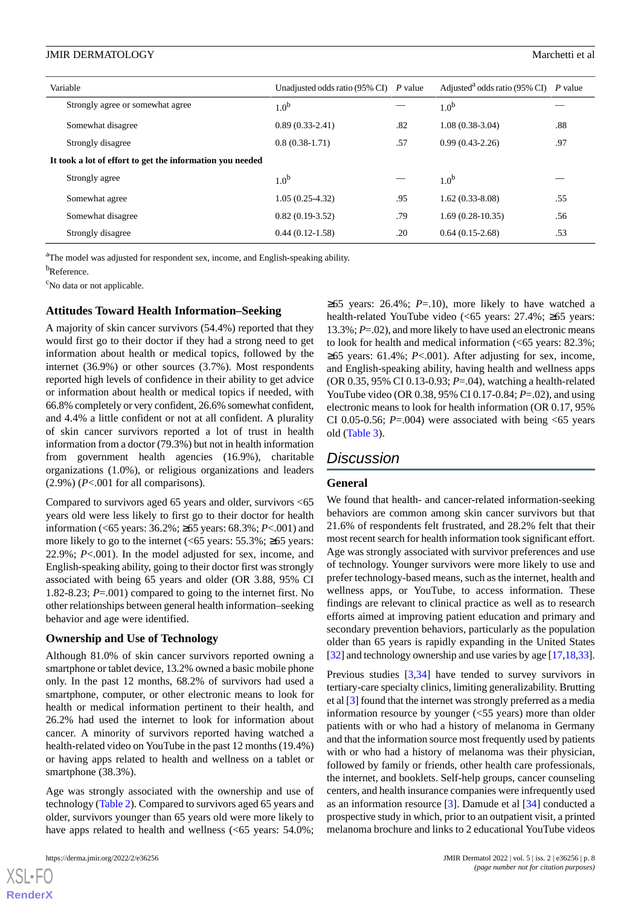| Variable | Unadjusted odds ratio (95% CI) | P value | Adjusted[a] odds ratio (95% CI) | P value |
|---|---|---|---|---|
| Strongly agree or somewhat agree | 1.0[b] | — | 1.0[b] | — |
| Somewhat disagree | 0.89 (0.33-2.41) | .82 | 1.08 (0.38-3.04) | .88 |
| Strongly disagree | 0.8 (0.38-1.71) | .57 | 0.99 (0.43-2.26) | .97 |
| **It took a lot of effort to get the information you needed** | | | | |
| Strongly agree | 1.0[b] | — | 1.0[b] | — |
| Somewhat agree | 1.05 (0.25-4.32) | .95 | 1.62 (0.33-8.08) | .55 |
| Somewhat disagree | 0.82 (0.19-3.52) | .79 | 1.69 (0.28-10.35) | .56 |
| Strongly disagree | 0.44 (0.12-1.58) | .20 | 0.64 (0.15-2.68) | .53 |

[a]The model was adjusted for respondent sex, income, and English-speaking ability.

[b]Reference.

[c]No data or not applicable.

### Attitudes Toward Health Information–Seeking

A majority of skin cancer survivors (54.4%) reported that they would first go to their doctor if they had a strong need to get information about health or medical topics, followed by the internet (36.9%) or other sources (3.7%). Most respondents reported high levels of confidence in their ability to get advice or information about health or medical topics if needed, with 66.8% completely or very confident, 26.6% somewhat confident, and 4.4% a little confident or not at all confident. A plurality of skin cancer survivors reported a lot of trust in health information from a doctor (79.3%) but not in health information from government health agencies (16.9%), charitable organizations (1.0%), or religious organizations and leaders (2.9%) (*P*<.001 for all comparisons).

Compared to survivors aged 65 years and older, survivors <65 years old were less likely to first go to their doctor for health information (<65 years: 36.2%; ≥65 years: 68.3%; *P*<.001) and more likely to go to the internet (<65 years: 55.3%; ≥65 years: 22.9%; *P*<.001). In the model adjusted for sex, income, and English-speaking ability, going to their doctor first was strongly associated with being 65 years and older (OR 3.88, 95% CI 1.82-8.23; *P*=.001) compared to going to the internet first. No other relationships between general health information–seeking behavior and age were identified.

### Ownership and Use of Technology

Although 81.0% of skin cancer survivors reported owning a smartphone or tablet device, 13.2% owned a basic mobile phone only. In the past 12 months, 68.2% of survivors had used a smartphone, computer, or other electronic means to look for health or medical information pertinent to their health, and 26.2% had used the internet to look for information about cancer. A minority of survivors reported having watched a health-related video on YouTube in the past 12 months (19.4%) or having apps related to health and wellness on a tablet or smartphone (38.3%).

Age was strongly associated with the ownership and use of technology (Table 2). Compared to survivors aged 65 years and older, survivors younger than 65 years old were more likely to have apps related to health and wellness (<65 years: 54.0%; ≥65 years: 26.4%; *P*=.10), more likely to have watched a health-related YouTube video (<65 years: 27.4%; ≥65 years: 13.3%; *P*=.02), and more likely to have used an electronic means to look for health and medical information (<65 years: 82.3%; ≥65 years: 61.4%; *P*<.001). After adjusting for sex, income, and English-speaking ability, having health and wellness apps (OR 0.35, 95% CI 0.13-0.93; *P*=.04), watching a health-related YouTube video (OR 0.38, 95% CI 0.17-0.84; *P*=.02), and using electronic means to look for health information (OR 0.17, 95% CI 0.05-0.56; *P*=.004) were associated with being <65 years old (Table 3).

## Discussion

### General

We found that health- and cancer-related information-seeking behaviors are common among skin cancer survivors but that 21.6% of respondents felt frustrated, and 28.2% felt that their most recent search for health information took significant effort. Age was strongly associated with survivor preferences and use of technology. Younger survivors were more likely to use and prefer technology-based means, such as the internet, health and wellness apps, or YouTube, to access information. These findings are relevant to clinical practice as well as to research efforts aimed at improving patient education and primary and secondary prevention behaviors, particularly as the population older than 65 years is rapidly expanding in the United States [32] and technology ownership and use varies by age [17,18,33].

Previous studies [3,34] have tended to survey survivors in tertiary-care specialty clinics, limiting generalizability. Brutting et al [3] found that the internet was strongly preferred as a media information resource by younger (<55 years) more than older patients with or who had a history of melanoma in Germany and that the information source most frequently used by patients with or who had a history of melanoma was their physician, followed by family or friends, other health care professionals, the internet, and booklets. Self-help groups, cancer counseling centers, and health insurance companies were infrequently used as an information resource [3]. Damude et al [34] conducted a prospective study in which, prior to an outpatient visit, a printed melanoma brochure and links to 2 educational YouTube videos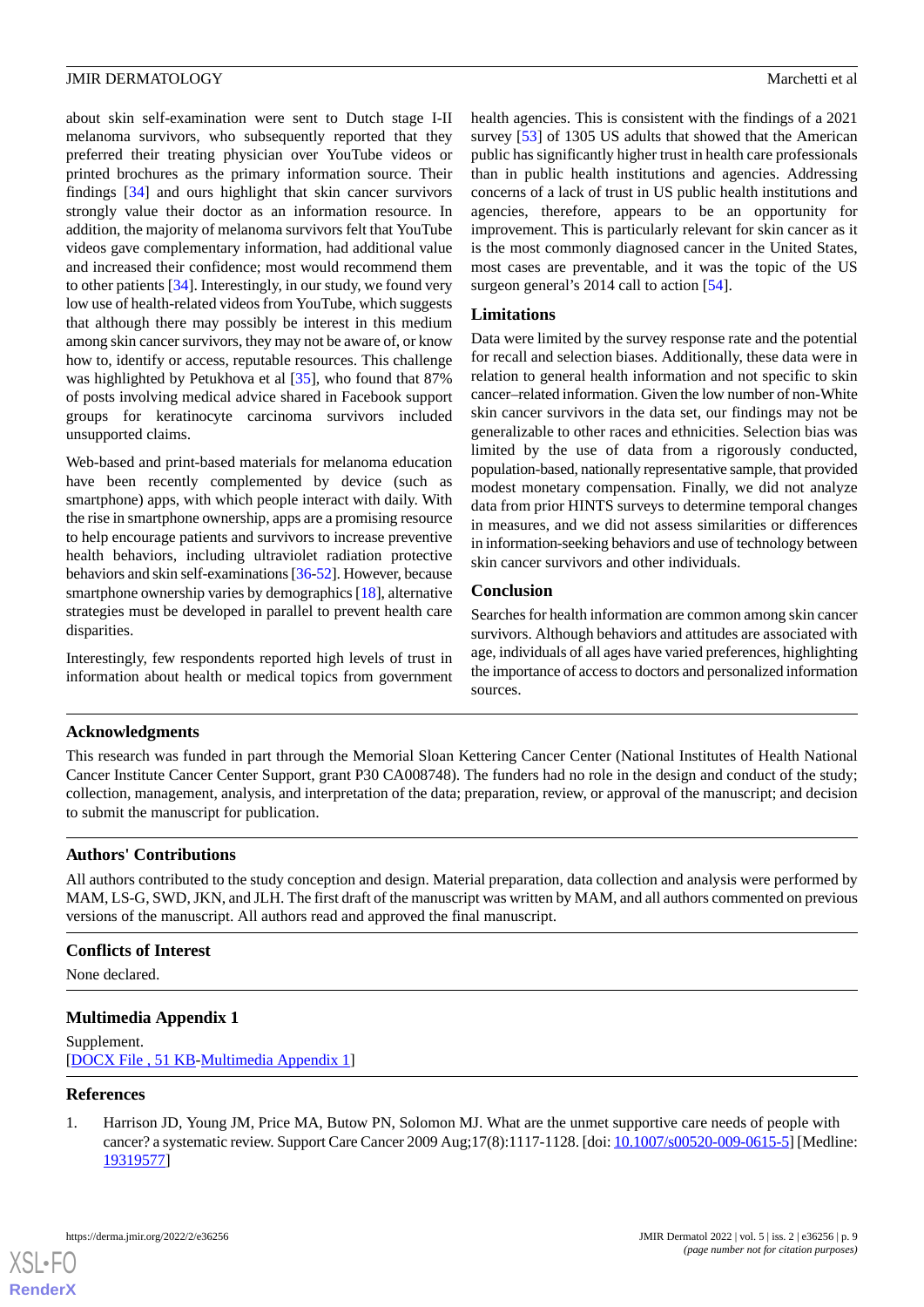about skin self-examination were sent to Dutch stage I-II melanoma survivors, who subsequently reported that they preferred their treating physician over YouTube videos or printed brochures as the primary information source. Their findings [34] and ours highlight that skin cancer survivors strongly value their doctor as an information resource. In addition, the majority of melanoma survivors felt that YouTube videos gave complementary information, had additional value and increased their confidence; most would recommend them to other patients [34]. Interestingly, in our study, we found very low use of health-related videos from YouTube, which suggests that although there may possibly be interest in this medium among skin cancer survivors, they may not be aware of, or know how to, identify or access, reputable resources. This challenge was highlighted by Petukhova et al [35], who found that 87% of posts involving medical advice shared in Facebook support groups for keratinocyte carcinoma survivors included unsupported claims.

Web-based and print-based materials for melanoma education have been recently complemented by device (such as smartphone) apps, with which people interact with daily. With the rise in smartphone ownership, apps are a promising resource to help encourage patients and survivors to increase preventive health behaviors, including ultraviolet radiation protective behaviors and skin self-examinations [36-52]. However, because smartphone ownership varies by demographics [18], alternative strategies must be developed in parallel to prevent health care disparities.

Interestingly, few respondents reported high levels of trust in information about health or medical topics from government health agencies. This is consistent with the findings of a 2021 survey [53] of 1305 US adults that showed that the American public has significantly higher trust in health care professionals than in public health institutions and agencies. Addressing concerns of a lack of trust in US public health institutions and agencies, therefore, appears to be an opportunity for improvement. This is particularly relevant for skin cancer as it is the most commonly diagnosed cancer in the United States, most cases are preventable, and it was the topic of the US surgeon general's 2014 call to action [54].

### Limitations

Data were limited by the survey response rate and the potential for recall and selection biases. Additionally, these data were in relation to general health information and not specific to skin cancer–related information. Given the low number of non-White skin cancer survivors in the data set, our findings may not be generalizable to other races and ethnicities. Selection bias was limited by the use of data from a rigorously conducted, population-based, nationally representative sample, that provided modest monetary compensation. Finally, we did not analyze data from prior HINTS surveys to determine temporal changes in measures, and we did not assess similarities or differences in information-seeking behaviors and use of technology between skin cancer survivors and other individuals.

### Conclusion

Searches for health information are common among skin cancer survivors. Although behaviors and attitudes are associated with age, individuals of all ages have varied preferences, highlighting the importance of access to doctors and personalized information sources.

## Acknowledgments

This research was funded in part through the Memorial Sloan Kettering Cancer Center (National Institutes of Health National Cancer Institute Cancer Center Support, grant P30 CA008748). The funders had no role in the design and conduct of the study; collection, management, analysis, and interpretation of the data; preparation, review, or approval of the manuscript; and decision to submit the manuscript for publication.

## Authors' Contributions

All authors contributed to the study conception and design. Material preparation, data collection and analysis were performed by MAM, LS-G, SWD, JKN, and JLH. The first draft of the manuscript was written by MAM, and all authors commented on previous versions of the manuscript. All authors read and approved the final manuscript.

## Conflicts of Interest

None declared.

## Multimedia Appendix 1

Supplement.
[DOCX File , 51 KB-Multimedia Appendix 1]

## References

1. Harrison JD, Young JM, Price MA, Butow PN, Solomon MJ. What are the unmet supportive care needs of people with cancer? a systematic review. Support Care Cancer 2009 Aug;17(8):1117-1128. [doi: 10.1007/s00520-009-0615-5] [Medline: 19319577]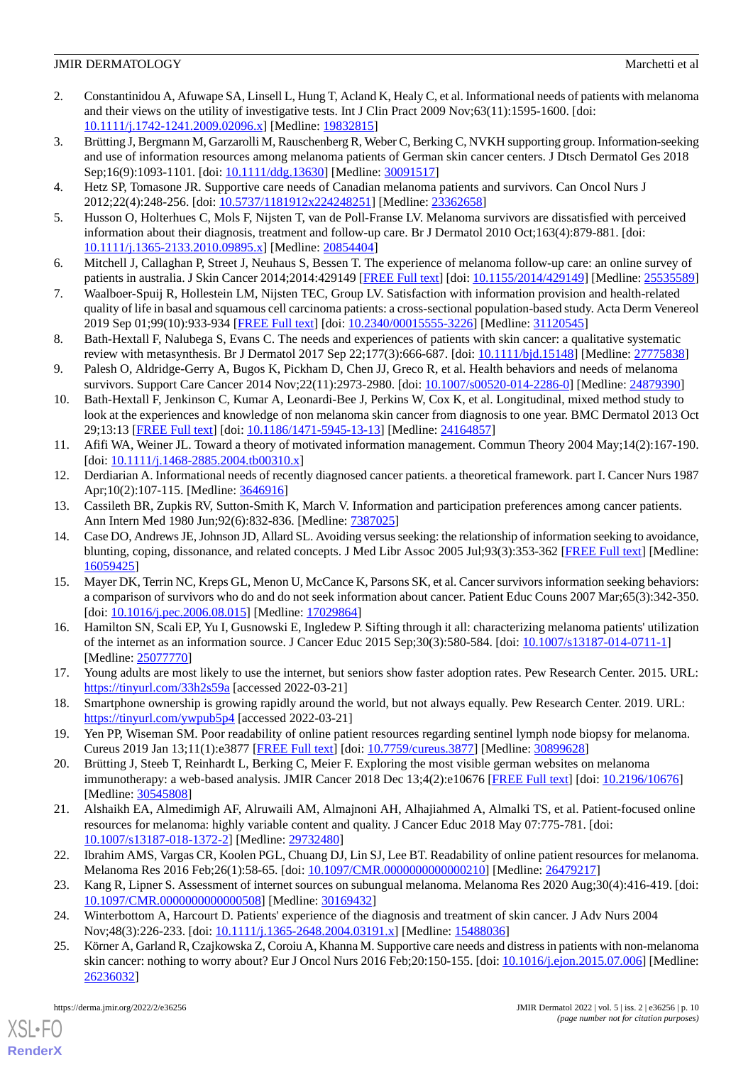2. Constantinidou A, Afuwape SA, Linsell L, Hung T, Acland K, Healy C, et al. Informational needs of patients with melanoma and their views on the utility of investigative tests. Int J Clin Pract 2009 Nov;63(11):1595-1600. [doi: 10.1111/j.1742-1241.2009.02096.x] [Medline: 19832815]
3. Brütting J, Bergmann M, Garzarolli M, Rauschenberg R, Weber C, Berking C, NVKH supporting group. Information-seeking and use of information resources among melanoma patients of German skin cancer centers. J Dtsch Dermatol Ges 2018 Sep;16(9):1093-1101. [doi: 10.1111/ddg.13630] [Medline: 30091517]
4. Hetz SP, Tomasone JR. Supportive care needs of Canadian melanoma patients and survivors. Can Oncol Nurs J 2012;22(4):248-256. [doi: 10.5737/1181912x224248251] [Medline: 23362658]
5. Husson O, Holterhues C, Mols F, Nijsten T, van de Poll-Franse LV. Melanoma survivors are dissatisfied with perceived information about their diagnosis, treatment and follow-up care. Br J Dermatol 2010 Oct;163(4):879-881. [doi: 10.1111/j.1365-2133.2010.09895.x] [Medline: 20854404]
6. Mitchell J, Callaghan P, Street J, Neuhaus S, Bessen T. The experience of melanoma follow-up care: an online survey of patients in australia. J Skin Cancer 2014;2014:429149 [FREE Full text] [doi: 10.1155/2014/429149] [Medline: 25535589]
7. Waalboer-Spuij R, Hollestein LM, Nijsten TEC, Group LV. Satisfaction with information provision and health-related quality of life in basal and squamous cell carcinoma patients: a cross-sectional population-based study. Acta Derm Venereol 2019 Sep 01;99(10):933-934 [FREE Full text] [doi: 10.2340/00015555-3226] [Medline: 31120545]
8. Bath-Hextall F, Nalubega S, Evans C. The needs and experiences of patients with skin cancer: a qualitative systematic review with metasynthesis. Br J Dermatol 2017 Sep 22;177(3):666-687. [doi: 10.1111/bjd.15148] [Medline: 27775838]
9. Palesh O, Aldridge-Gerry A, Bugos K, Pickham D, Chen JJ, Greco R, et al. Health behaviors and needs of melanoma survivors. Support Care Cancer 2014 Nov;22(11):2973-2980. [doi: 10.1007/s00520-014-2286-0] [Medline: 24879390]
10. Bath-Hextall F, Jenkinson C, Kumar A, Leonardi-Bee J, Perkins W, Cox K, et al. Longitudinal, mixed method study to look at the experiences and knowledge of non melanoma skin cancer from diagnosis to one year. BMC Dermatol 2013 Oct 29;13:13 [FREE Full text] [doi: 10.1186/1471-5945-13-13] [Medline: 24164857]
11. Afifi WA, Weiner JL. Toward a theory of motivated information management. Commun Theory 2004 May;14(2):167-190. [doi: 10.1111/j.1468-2885.2004.tb00310.x]
12. Derdiarian A. Informational needs of recently diagnosed cancer patients. a theoretical framework. part I. Cancer Nurs 1987 Apr;10(2):107-115. [Medline: 3646916]
13. Cassileth BR, Zupkis RV, Sutton-Smith K, March V. Information and participation preferences among cancer patients. Ann Intern Med 1980 Jun;92(6):832-836. [Medline: 7387025]
14. Case DO, Andrews JE, Johnson JD, Allard SL. Avoiding versus seeking: the relationship of information seeking to avoidance, blunting, coping, dissonance, and related concepts. J Med Libr Assoc 2005 Jul;93(3):353-362 [FREE Full text] [Medline: 16059425]
15. Mayer DK, Terrin NC, Kreps GL, Menon U, McCance K, Parsons SK, et al. Cancer survivors information seeking behaviors: a comparison of survivors who do and do not seek information about cancer. Patient Educ Couns 2007 Mar;65(3):342-350. [doi: 10.1016/j.pec.2006.08.015] [Medline: 17029864]
16. Hamilton SN, Scali EP, Yu I, Gusnowski E, Ingledew P. Sifting through it all: characterizing melanoma patients' utilization of the internet as an information source. J Cancer Educ 2015 Sep;30(3):580-584. [doi: 10.1007/s13187-014-0711-1] [Medline: 25077770]
17. Young adults are most likely to use the internet, but seniors show faster adoption rates. Pew Research Center. 2015. URL: https://tinyurl.com/33h2s59a [accessed 2022-03-21]
18. Smartphone ownership is growing rapidly around the world, but not always equally. Pew Research Center. 2019. URL: https://tinyurl.com/ywpub5p4 [accessed 2022-03-21]
19. Yen PP, Wiseman SM. Poor readability of online patient resources regarding sentinel lymph node biopsy for melanoma. Cureus 2019 Jan 13;11(1):e3877 [FREE Full text] [doi: 10.7759/cureus.3877] [Medline: 30899628]
20. Brütting J, Steeb T, Reinhardt L, Berking C, Meier F. Exploring the most visible german websites on melanoma immunotherapy: a web-based analysis. JMIR Cancer 2018 Dec 13;4(2):e10676 [FREE Full text] [doi: 10.2196/10676] [Medline: 30545808]
21. Alshaikh EA, Almedimigh AF, Alruwaili AM, Almajnoni AH, Alhajiahmed A, Almalki TS, et al. Patient-focused online resources for melanoma: highly variable content and quality. J Cancer Educ 2018 May 07:775-781. [doi: 10.1007/s13187-018-1372-2] [Medline: 29732480]
22. Ibrahim AMS, Vargas CR, Koolen PGL, Chuang DJ, Lin SJ, Lee BT. Readability of online patient resources for melanoma. Melanoma Res 2016 Feb;26(1):58-65. [doi: 10.1097/CMR.0000000000000210] [Medline: 26479217]
23. Kang R, Lipner S. Assessment of internet sources on subungual melanoma. Melanoma Res 2020 Aug;30(4):416-419. [doi: 10.1097/CMR.0000000000000508] [Medline: 30169432]
24. Winterbottom A, Harcourt D. Patients' experience of the diagnosis and treatment of skin cancer. J Adv Nurs 2004 Nov;48(3):226-233. [doi: 10.1111/j.1365-2648.2004.03191.x] [Medline: 15488036]
25. Körner A, Garland R, Czajkowska Z, Coroiu A, Khanna M. Supportive care needs and distress in patients with non-melanoma skin cancer: nothing to worry about? Eur J Oncol Nurs 2016 Feb;20:150-155. [doi: 10.1016/j.ejon.2015.07.006] [Medline: 26236032]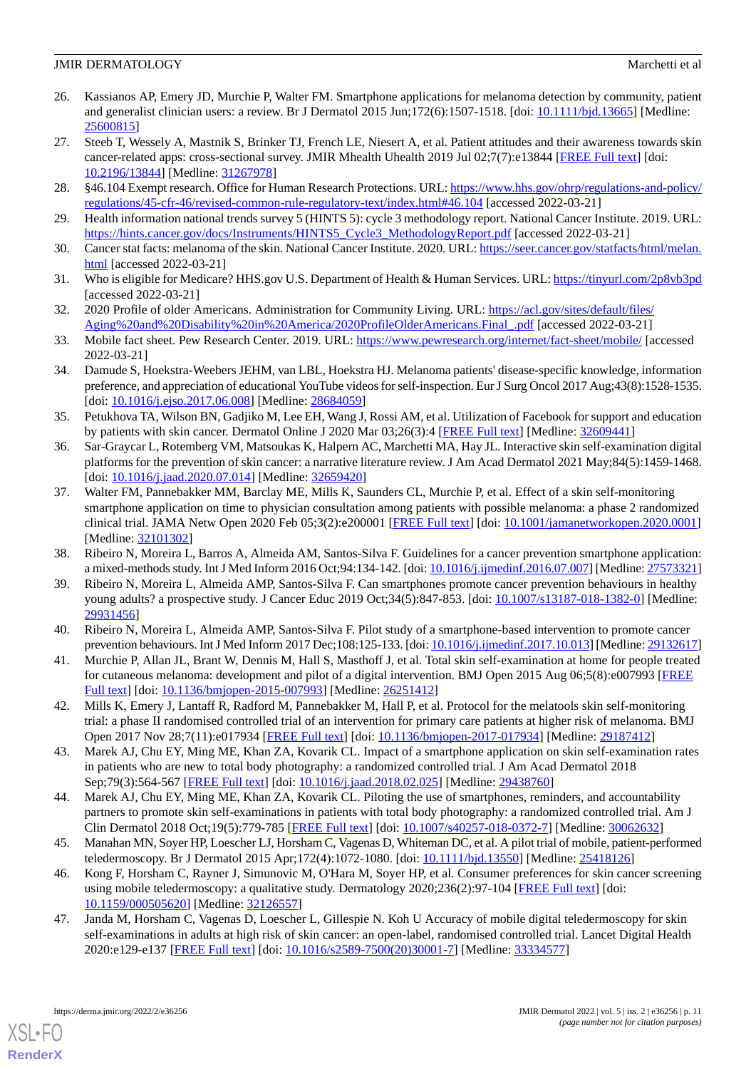26. Kassianos AP, Emery JD, Murchie P, Walter FM. Smartphone applications for melanoma detection by community, patient and generalist clinician users: a review. Br J Dermatol 2015 Jun;172(6):1507-1518. [doi: 10.1111/bjd.13665] [Medline: 25600815]
27. Steeb T, Wessely A, Mastnik S, Brinker TJ, French LE, Niesert A, et al. Patient attitudes and their awareness towards skin cancer-related apps: cross-sectional survey. JMIR Mhealth Uhealth 2019 Jul 02;7(7):e13844 [FREE Full text] [doi: 10.2196/13844] [Medline: 31267978]
28. §46.104 Exempt research. Office for Human Research Protections. URL: https://www.hhs.gov/ohrp/regulations-and-policy/regulations/45-cfr-46/revised-common-rule-regulatory-text/index.html#46.104 [accessed 2022-03-21]
29. Health information national trends survey 5 (HINTS 5): cycle 3 methodology report. National Cancer Institute. 2019. URL: https://hints.cancer.gov/docs/Instruments/HINTS5_Cycle3_MethodologyReport.pdf [accessed 2022-03-21]
30. Cancer stat facts: melanoma of the skin. National Cancer Institute. 2020. URL: https://seer.cancer.gov/statfacts/html/melan.html [accessed 2022-03-21]
31. Who is eligible for Medicare? HHS.gov U.S. Department of Health & Human Services. URL: https://tinyurl.com/2p8vb3pd [accessed 2022-03-21]
32. 2020 Profile of older Americans. Administration for Community Living. URL: https://acl.gov/sites/default/files/Aging%20and%20Disability%20in%20America/2020ProfileOlderAmericans.Final_.pdf [accessed 2022-03-21]
33. Mobile fact sheet. Pew Research Center. 2019. URL: https://www.pewresearch.org/internet/fact-sheet/mobile/ [accessed 2022-03-21]
34. Damude S, Hoekstra-Weebers JEHM, van LBL, Hoekstra HJ. Melanoma patients' disease-specific knowledge, information preference, and appreciation of educational YouTube videos for self-inspection. Eur J Surg Oncol 2017 Aug;43(8):1528-1535. [doi: 10.1016/j.ejso.2017.06.008] [Medline: 28684059]
35. Petukhova TA, Wilson BN, Gadjiko M, Lee EH, Wang J, Rossi AM, et al. Utilization of Facebook for support and education by patients with skin cancer. Dermatol Online J 2020 Mar 03;26(3):4 [FREE Full text] [Medline: 32609441]
36. Sar-Graycar L, Rotemberg VM, Matsoukas K, Halpern AC, Marchetti MA, Hay JL. Interactive skin self-examination digital platforms for the prevention of skin cancer: a narrative literature review. J Am Acad Dermatol 2021 May;84(5):1459-1468. [doi: 10.1016/j.jaad.2020.07.014] [Medline: 32659420]
37. Walter FM, Pannebakker MM, Barclay ME, Mills K, Saunders CL, Murchie P, et al. Effect of a skin self-monitoring smartphone application on time to physician consultation among patients with possible melanoma: a phase 2 randomized clinical trial. JAMA Netw Open 2020 Feb 05;3(2):e200001 [FREE Full text] [doi: 10.1001/jamanetworkopen.2020.0001] [Medline: 32101302]
38. Ribeiro N, Moreira L, Barros A, Almeida AM, Santos-Silva F. Guidelines for a cancer prevention smartphone application: a mixed-methods study. Int J Med Inform 2016 Oct;94:134-142. [doi: 10.1016/j.ijmedinf.2016.07.007] [Medline: 27573321]
39. Ribeiro N, Moreira L, Almeida AMP, Santos-Silva F. Can smartphones promote cancer prevention behaviours in healthy young adults? a prospective study. J Cancer Educ 2019 Oct;34(5):847-853. [doi: 10.1007/s13187-018-1382-0] [Medline: 29931456]
40. Ribeiro N, Moreira L, Almeida AMP, Santos-Silva F. Pilot study of a smartphone-based intervention to promote cancer prevention behaviours. Int J Med Inform 2017 Dec;108:125-133. [doi: 10.1016/j.ijmedinf.2017.10.013] [Medline: 29132617]
41. Murchie P, Allan JL, Brant W, Dennis M, Hall S, Masthoff J, et al. Total skin self-examination at home for people treated for cutaneous melanoma: development and pilot of a digital intervention. BMJ Open 2015 Aug 06;5(8):e007993 [FREE Full text] [doi: 10.1136/bmjopen-2015-007993] [Medline: 26251412]
42. Mills K, Emery J, Lantaff R, Radford M, Pannebakker M, Hall P, et al. Protocol for the melatools skin self-monitoring trial: a phase II randomised controlled trial of an intervention for primary care patients at higher risk of melanoma. BMJ Open 2017 Nov 28;7(11):e017934 [FREE Full text] [doi: 10.1136/bmjopen-2017-017934] [Medline: 29187412]
43. Marek AJ, Chu EY, Ming ME, Khan ZA, Kovarik CL. Impact of a smartphone application on skin self-examination rates in patients who are new to total body photography: a randomized controlled trial. J Am Acad Dermatol 2018 Sep;79(3):564-567 [FREE Full text] [doi: 10.1016/j.jaad.2018.02.025] [Medline: 29438760]
44. Marek AJ, Chu EY, Ming ME, Khan ZA, Kovarik CL. Piloting the use of smartphones, reminders, and accountability partners to promote skin self-examinations in patients with total body photography: a randomized controlled trial. Am J Clin Dermatol 2018 Oct;19(5):779-785 [FREE Full text] [doi: 10.1007/s40257-018-0372-7] [Medline: 30062632]
45. Manahan MN, Soyer HP, Loescher LJ, Horsham C, Vagenas D, Whiteman DC, et al. A pilot trial of mobile, patient-performed teledermoscopy. Br J Dermatol 2015 Apr;172(4):1072-1080. [doi: 10.1111/bjd.13550] [Medline: 25418126]
46. Kong F, Horsham C, Rayner J, Simunovic M, O'Hara M, Soyer HP, et al. Consumer preferences for skin cancer screening using mobile teledermoscopy: a qualitative study. Dermatology 2020;236(2):97-104 [FREE Full text] [doi: 10.1159/000505620] [Medline: 32126557]
47. Janda M, Horsham C, Vagenas D, Loescher LJ, Gillespie N. Koh U Accuracy of mobile digital teledermoscopy for skin self-examinations in adults at high risk of skin cancer: an open-label, randomised controlled trial. Lancet Digital Health 2020:e129-e137 [FREE Full text] [doi: 10.1016/s2589-7500(20)30001-7] [Medline: 33334577]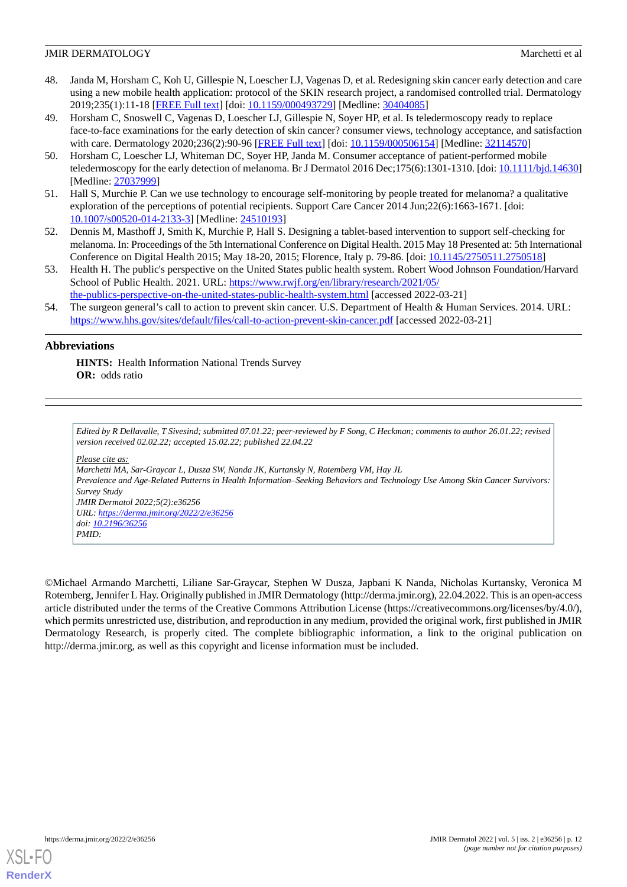48. Janda M, Horsham C, Koh U, Gillespie N, Loescher LJ, Vagenas D, et al. Redesigning skin cancer early detection and care using a new mobile health application: protocol of the SKIN research project, a randomised controlled trial. Dermatology 2019;235(1):11-18 [FREE Full text] [doi: 10.1159/000493729] [Medline: 30404085]
49. Horsham C, Snoswell C, Vagenas D, Loescher LJ, Gillespie N, Soyer HP, et al. Is teledermoscopy ready to replace face-to-face examinations for the early detection of skin cancer? consumer views, technology acceptance, and satisfaction with care. Dermatology 2020;236(2):90-96 [FREE Full text] [doi: 10.1159/000506154] [Medline: 32114570]
50. Horsham C, Loescher LJ, Whiteman DC, Soyer HP, Janda M. Consumer acceptance of patient-performed mobile teledermoscopy for the early detection of melanoma. Br J Dermatol 2016 Dec;175(6):1301-1310. [doi: 10.1111/bjd.14630] [Medline: 27037999]
51. Hall S, Murchie P. Can we use technology to encourage self-monitoring by people treated for melanoma? a qualitative exploration of the perceptions of potential recipients. Support Care Cancer 2014 Jun;22(6):1663-1671. [doi: 10.1007/s00520-014-2133-3] [Medline: 24510193]
52. Dennis M, Masthoff J, Smith K, Murchie P, Hall S. Designing a tablet-based intervention to support self-checking for melanoma. In: Proceedings of the 5th International Conference on Digital Health. 2015 May 18 Presented at: 5th International Conference on Digital Health 2015; May 18-20, 2015; Florence, Italy p. 79-86. [doi: 10.1145/2750511.2750518]
53. Health H. The public's perspective on the United States public health system. Robert Wood Johnson Foundation/Harvard School of Public Health. 2021. URL: https://www.rwjf.org/en/library/research/2021/05/the-publics-perspective-on-the-united-states-public-health-system.html [accessed 2022-03-21]
54. The surgeon general's call to action to prevent skin cancer. U.S. Department of Health & Human Services. 2014. URL: https://www.hhs.gov/sites/default/files/call-to-action-prevent-skin-cancer.pdf [accessed 2022-03-21]

## Abbreviations

**HINTS:** Health Information National Trends Survey
**OR:** odds ratio

*Edited by R Dellavalle, T Sivesind; submitted 07.01.22; peer-reviewed by F Song, C Heckman; comments to author 26.01.22; revised version received 02.02.22; accepted 15.02.22; published 22.04.22*

*Please cite as:*
*Marchetti MA, Sar-Graycar L, Dusza SW, Nanda JK, Kurtansky N, Rotemberg VM, Hay JL*
*Prevalence and Age-Related Patterns in Health Information–Seeking Behaviors and Technology Use Among Skin Cancer Survivors: Survey Study*
*JMIR Dermatol 2022;5(2):e36256*
*URL: https://derma.jmir.org/2022/2/e36256*
*doi: 10.2196/36256*
*PMID:*

©Michael Armando Marchetti, Liliane Sar-Graycar, Stephen W Dusza, Japbani K Nanda, Nicholas Kurtansky, Veronica M Rotemberg, Jennifer L Hay. Originally published in JMIR Dermatology (http://derma.jmir.org), 22.04.2022. This is an open-access article distributed under the terms of the Creative Commons Attribution License (https://creativecommons.org/licenses/by/4.0/), which permits unrestricted use, distribution, and reproduction in any medium, provided the original work, first published in JMIR Dermatology Research, is properly cited. The complete bibliographic information, a link to the original publication on http://derma.jmir.org, as well as this copyright and license information must be included.